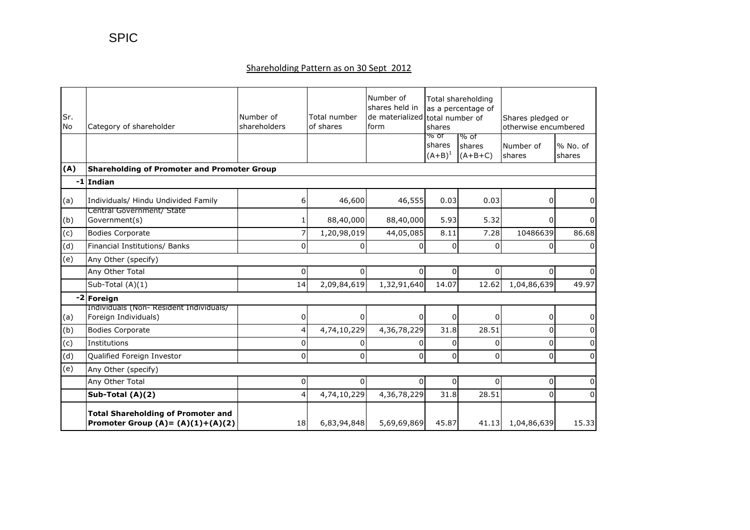SPIC

## Shareholding Pattern as on 30 Sept 2012

| Sr. No | Category of shareholder | Number of shareholders | Total number of shares | Number of shares held in de materialized form | Total shareholding as a percentage of total number of shares | | Shares pledged or otherwise encumbered | |
|---|---|---|---|---|---|---|---|---|
| | | | | | % of shares (A+B)[1] | % of shares (A+B+C) | Number of shares | % No. of shares |
| **(A)** | **Shareholding of Promoter and Promoter Group** | | | | | | | |
| -1 | **Indian** | | | | | | | |
| (a) | Individuals/ Hindu Undivided Family | 6 | 46,600 | 46,555 | 0.03 | 0.03 | 0 | 0 |
| (b) | Central Government/ State Government(s) | 1 | 88,40,000 | 88,40,000 | 5.93 | 5.32 | 0 | 0 |
| (c) | Bodies Corporate | 7 | 1,20,98,019 | 44,05,085 | 8.11 | 7.28 | 10486639 | 86.68 |
| (d) | Financial Institutions/ Banks | 0 | 0 | 0 | 0 | 0 | 0 | 0 |
| (e) | Any Other (specify) | | | | | | | |
| | Any Other Total | 0 | 0 | 0 | 0 | 0 | 0 | 0 |
| | Sub-Total (A)(1) | 14 | 2,09,84,619 | 1,32,91,640 | 14.07 | 12.62 | 1,04,86,639 | 49.97 |
| -2 | **Foreign** | | | | | | | |
| (a) | Individuals (Non- Resident Individuals/ Foreign Individuals) | 0 | 0 | 0 | 0 | 0 | 0 | 0 |
| (b) | Bodies Corporate | 4 | 4,74,10,229 | 4,36,78,229 | 31.8 | 28.51 | 0 | 0 |
| (c) | Institutions | 0 | 0 | 0 | 0 | 0 | 0 | 0 |
| (d) | Qualified Foreign Investor | 0 | 0 | 0 | 0 | 0 | 0 | 0 |
| (e) | Any Other (specify) | | | | | | | |
| | Any Other Total | 0 | 0 | 0 | 0 | 0 | 0 | 0 |
| | **Sub-Total (A)(2)** | 4 | 4,74,10,229 | 4,36,78,229 | 31.8 | 28.51 | 0 | 0 |
| | **Total Shareholding of Promoter and Promoter Group (A)= (A)(1)+(A)(2)** | 18 | 6,83,94,848 | 5,69,69,869 | 45.87 | 41.13 | 1,04,86,639 | 15.33 |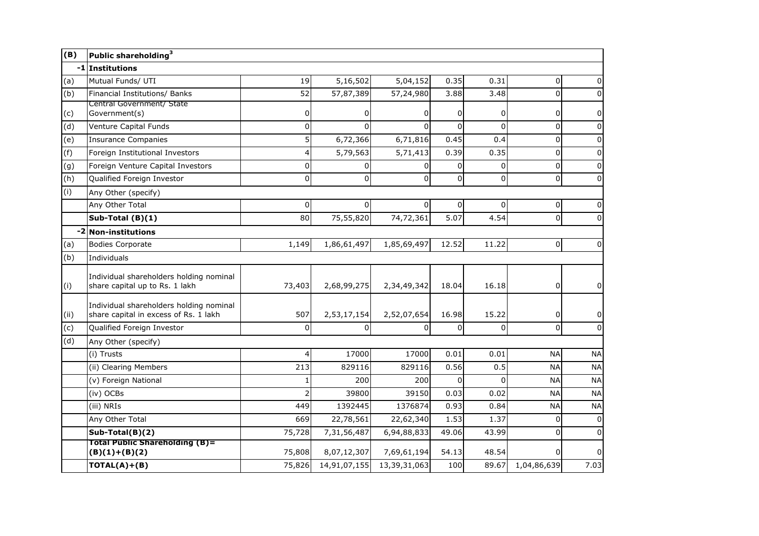| | | | | | | | | |
|---|---|---|---|---|---|---|---|---|
| **(B)** | **Public shareholding[3]** | | | | | | | |
| **-1** | **Institutions** | | | | | | | |
| (a) | Mutual Funds/ UTI | 19 | 5,16,502 | 5,04,152 | 0.35 | 0.31 | 0 | 0 |
| (b) | Financial Institutions/ Banks | 52 | 57,87,389 | 57,24,980 | 3.88 | 3.48 | 0 | 0 |
| (c) | Central Government/ State Government(s) | 0 | 0 | 0 | 0 | 0 | 0 | 0 |
| (d) | Venture Capital Funds | 0 | 0 | 0 | 0 | 0 | 0 | 0 |
| (e) | Insurance Companies | 5 | 6,72,366 | 6,71,816 | 0.45 | 0.4 | 0 | 0 |
| (f) | Foreign Institutional Investors | 4 | 5,79,563 | 5,71,413 | 0.39 | 0.35 | 0 | 0 |
| (g) | Foreign Venture Capital Investors | 0 | 0 | 0 | 0 | 0 | 0 | 0 |
| (h) | Qualified Foreign Investor | 0 | 0 | 0 | 0 | 0 | 0 | 0 |
| (i) | Any Other (specify) | | | | | | | |
| | Any Other Total | 0 | 0 | 0 | 0 | 0 | 0 | 0 |
| | **Sub-Total (B)(1)** | 80 | 75,55,820 | 74,72,361 | 5.07 | 4.54 | 0 | 0 |
| **-2** | **Non-institutions** | | | | | | | |
| (a) | Bodies Corporate | 1,149 | 1,86,61,497 | 1,85,69,497 | 12.52 | 11.22 | 0 | 0 |
| (b) | Individuals | | | | | | | |
| (i) | Individual shareholders holding nominal share capital up to Rs. 1 lakh | 73,403 | 2,68,99,275 | 2,34,49,342 | 18.04 | 16.18 | 0 | 0 |
| (ii) | Individual shareholders holding nominal share capital in excess of Rs. 1 lakh | 507 | 2,53,17,154 | 2,52,07,654 | 16.98 | 15.22 | 0 | 0 |
| (c) | Qualified Foreign Investor | 0 | 0 | 0 | 0 | 0 | 0 | 0 |
| (d) | Any Other (specify) | | | | | | | |
| | (i) Trusts | 4 | 17000 | 17000 | 0.01 | 0.01 | NA | NA |
| | (ii) Clearing Members | 213 | 829116 | 829116 | 0.56 | 0.5 | NA | NA |
| | (v) Foreign National | 1 | 200 | 200 | 0 | 0 | NA | NA |
| | (iv) OCBs | 2 | 39800 | 39150 | 0.03 | 0.02 | NA | NA |
| | (iii) NRIs | 449 | 1392445 | 1376874 | 0.93 | 0.84 | NA | NA |
| | Any Other Total | 669 | 22,78,561 | 22,62,340 | 1.53 | 1.37 | 0 | 0 |
| | **Sub-Total(B)(2)** | 75,728 | 7,31,56,487 | 6,94,88,833 | 49.06 | 43.99 | 0 | 0 |
| | **Total Public Shareholding (B)= (B)(1)+(B)(2)** | 75,808 | 8,07,12,307 | 7,69,61,194 | 54.13 | 48.54 | 0 | 0 |
| | **TOTAL(A)+(B)** | 75,826 | 14,91,07,155 | 13,39,31,063 | 100 | 89.67 | 1,04,86,639 | 7.03 |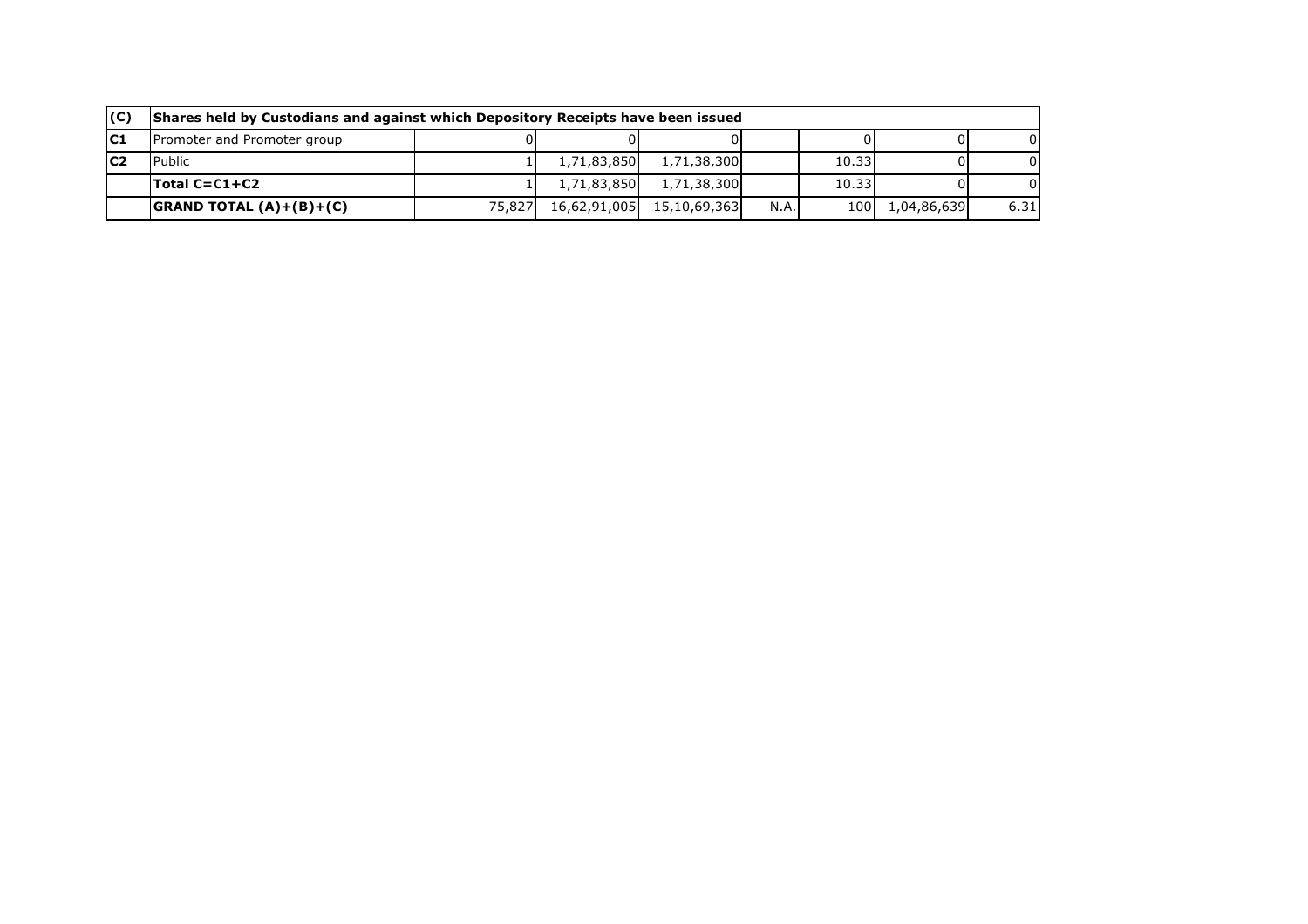| | | | | | | | | |
|---|---|---|---|---|---|---|---|---|
| **(C)** | **Shares held by Custodians and against which Depository Receipts have been issued** | | | | | | | |
| **C1** | Promoter and Promoter group | 0 | 0 | 0 | | 0 | 0 | 0 |
| **C2** | Public | 1 | 1,71,83,850 | 1,71,38,300 | | 10.33 | 0 | 0 |
| | **Total C=C1+C2** | 1 | 1,71,83,850 | 1,71,38,300 | | 10.33 | 0 | 0 |
| | **GRAND TOTAL (A)+(B)+(C)** | 75,827 | 16,62,91,005 | 15,10,69,363 | N.A. | 100 | 1,04,86,639 | 6.31 |